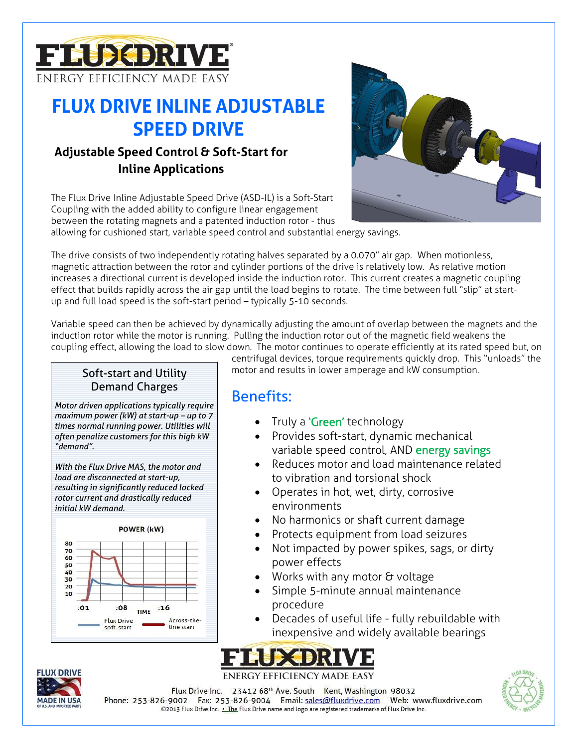# FLUX DRIVE INLINE ADJUSTABLE SPEED DRIVE

### Adjustable Speed Control & Soft-Start for Inline Applications

The Flux Drive Inline Adjustable Speed Drive (ASD-IL) is a Soft-Start Coupling with the added ability to configure linear engagement between the rotating magnets and a patented induction rotor - thus allowing for cushioned start, variable speed control and substantial energy savings.

The drive consists of two independently rotating halves separated by a 0.070" air gap. When motionless, magnetic attraction between the rotor and cylinder portions of the drive is relatively low. As relative motion increases a directional current is developed inside the induction rotor. This current creates a magnetic coupling effect that builds rapidly across the air gap until the load begins to rotate. The time between full "slip" at start-up and full load speed is the soft-start period – typically 5-10 seconds.

Variable speed can then be achieved by dynamically adjusting the amount of overlap between the magnets and the induction rotor while the motor is running. Pulling the induction rotor out of the magnetic field weakens the coupling effect, allowing the load to slow down. The motor continues to operate efficiently at its rated speed but, on centrifugal devices, torque requirements quickly drop. This "unloads" the motor and results in lower amperage and kW consumption.

### Soft-start and Utility Demand Charges

*Motor driven applications typically require maximum power (kW) at start-up – up to 7 times normal running power. Utilities will often penalize customers for this high kW "demand".*

*With the Flux Drive MAS, the motor and load are disconnected at start-up, resulting in significantly reduced locked rotor current and drastically reduced initial kW demand.*

## Benefits:

- Truly a 'Green' technology
- Provides soft-start, dynamic mechanical variable speed control, AND energy savings
- Reduces motor and load maintenance related to vibration and torsional shock
- Operates in hot, wet, dirty, corrosive environments
- No harmonics or shaft current damage
- Protects equipment from load seizures
- Not impacted by power spikes, sags, or dirty power effects
- Works with any motor & voltage
- Simple 5-minute annual maintenance procedure
- Decades of useful life - fully rebuildable with inexpensive and widely available bearings

Flux Drive Inc. 23412 68th Ave. South Kent, Washington 98032
Phone: 253-826-9002 Fax: 253-826-9004 Email: sales@fluxdrive.com Web: www.fluxdrive.com
©2013 Flux Drive Inc. • The Flux Drive name and logo are registered trademarks of Flux Drive Inc.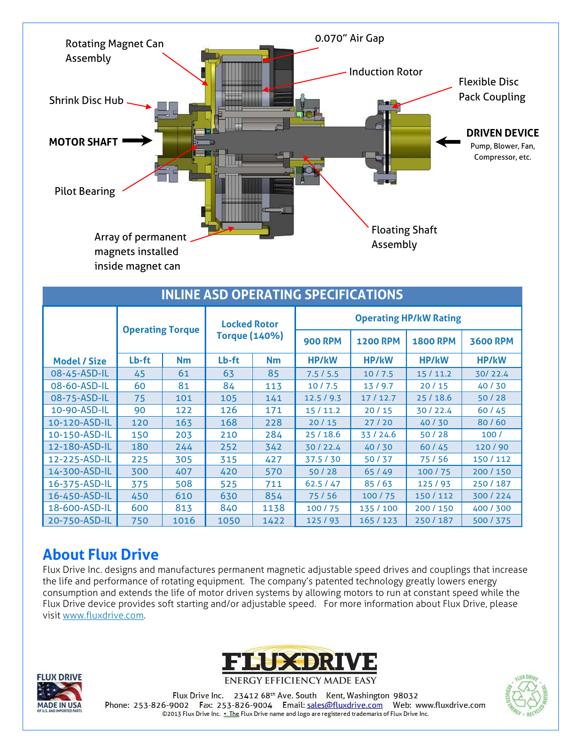Rotating Magnet Can Assembly

0.070" Air Gap

Induction Rotor

Flexible Disc Pack Coupling

Shrink Disc Hub

**MOTOR SHAFT**

**DRIVEN DEVICE**
Pump, Blower, Fan, Compressor, etc.

Pilot Bearing

Array of permanent magnets installed inside magnet can

Floating Shaft Assembly

## INLINE ASD OPERATING SPECIFICATIONS

| Model / Size | Operating Torque | | Locked Rotor Torque (140%) | | Operating HP/kW Rating | | | |
|---|---|---|---|---|---|---|---|---|
| | | | | | 900 RPM | 1200 RPM | 1800 RPM | 3600 RPM |
| | Lb-ft | Nm | Lb-ft | Nm | HP/kW | HP/kW | HP/kW | HP/kW |
| 08-45-ASD-IL | 45 | 61 | 63 | 85 | 7.5 / 5.5 | 10 / 7.5 | 15 / 11.2 | 30/ 22.4 |
| 08-60-ASD-IL | 60 | 81 | 84 | 113 | 10 / 7.5 | 13 / 9.7 | 20 / 15 | 40 / 30 |
| 08-75-ASD-IL | 75 | 101 | 105 | 141 | 12.5 / 9.3 | 17 / 12.7 | 25 / 18.6 | 50 / 28 |
| 10-90-ASD-IL | 90 | 122 | 126 | 171 | 15 / 11.2 | 20 / 15 | 30 / 22.4 | 60 / 45 |
| 10-120-ASD-IL | 120 | 163 | 168 | 228 | 20 / 15 | 27 / 20 | 40 / 30 | 80 / 60 |
| 10-150-ASD-IL | 150 | 203 | 210 | 284 | 25 / 18.6 | 33 / 24.6 | 50 / 28 | 100 / |
| 12-180-ASD-IL | 180 | 244 | 252 | 342 | 30 / 22.4 | 40 / 30 | 60 / 45 | 120 / 90 |
| 12-225-ASD-IL | 225 | 305 | 315 | 427 | 37.5 / 30 | 50 / 37 | 75 / 56 | 150 / 112 |
| 14-300-ASD-IL | 300 | 407 | 420 | 570 | 50 / 28 | 65 / 49 | 100 / 75 | 200 / 150 |
| 16-375-ASD-IL | 375 | 508 | 525 | 711 | 62.5 / 47 | 85 / 63 | 125 / 93 | 250 / 187 |
| 16-450-ASD-IL | 450 | 610 | 630 | 854 | 75 / 56 | 100 / 75 | 150 / 112 | 300 / 224 |
| 18-600-ASD-IL | 600 | 813 | 840 | 1138 | 100 / 75 | 135 / 100 | 200 / 150 | 400 / 300 |
| 20-750-ASD-IL | 750 | 1016 | 1050 | 1422 | 125 / 93 | 165 / 123 | 250 / 187 | 500 / 375 |

## About Flux Drive

Flux Drive Inc. designs and manufactures permanent magnetic adjustable speed drives and couplings that increase the life and performance of rotating equipment. The company's patented technology greatly lowers energy consumption and extends the life of motor driven systems by allowing motors to run at constant speed while the Flux Drive device provides soft starting and/or adjustable speed. For more information about Flux Drive, please visit www.fluxdrive.com.

FLUX DRIVE
MADE IN USA
OF U.S. AND IMPORTED PARTS

FLUXDRIVE
ENERGY EFFICIENCY MADE EASY

Flux Drive Inc. 23412 68th Ave. South Kent, Washington 98032
Phone: 253-826-9002 Fax: 253-826-9004 Email: sales@fluxdrive.com Web: www.fluxdrive.com
©2013 Flux Drive Inc. • The Flux Drive name and logo are registered trademarks of Flux Drive Inc.